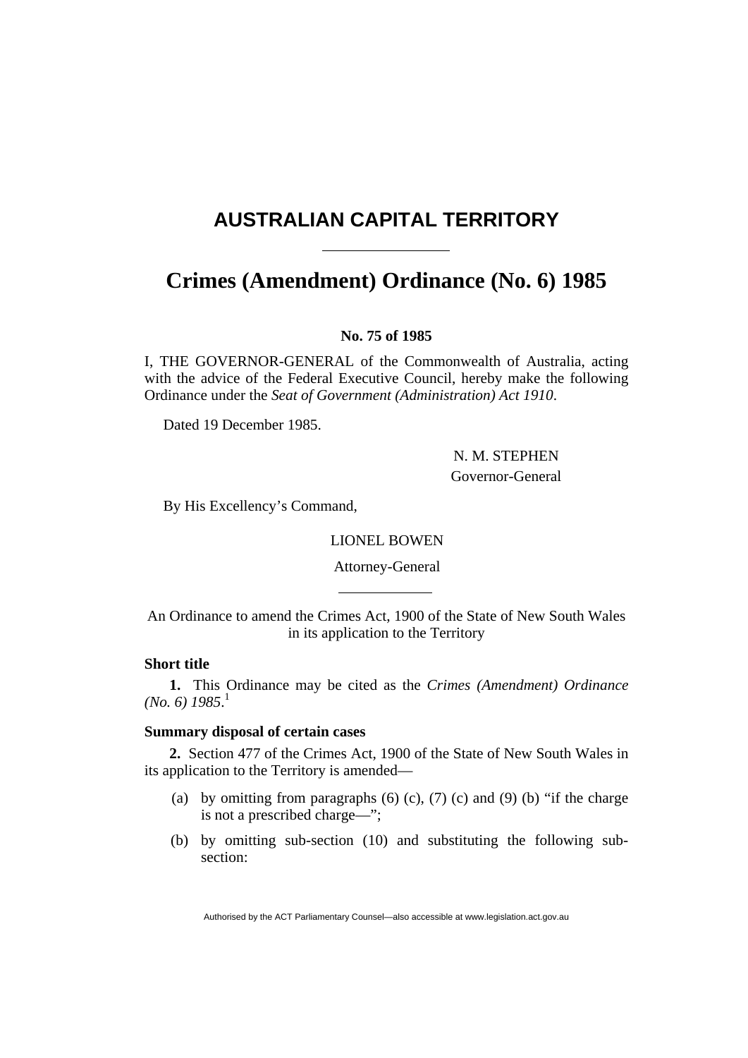# AUSTRALIAN CAPITAL TERRITORY

# Crimes (Amendment) Ordinance (No. 6) 1985

**No. 75 of 1985**

I, THE GOVERNOR-GENERAL of the Commonwealth of Australia, acting with the advice of the Federal Executive Council, hereby make the following Ordinance under the *Seat of Government (Administration) Act 1910*.

Dated 19 December 1985.

N. M. STEPHEN
Governor-General

By His Excellency's Command,

LIONEL BOWEN
Attorney-General

An Ordinance to amend the Crimes Act, 1900 of the State of New South Wales in its application to the Territory

**Short title**

**1.** This Ordinance may be cited as the *Crimes (Amendment) Ordinance (No. 6) 1985*.[1]

**Summary disposal of certain cases**

**2.** Section 477 of the Crimes Act, 1900 of the State of New South Wales in its application to the Territory is amended—

(a) by omitting from paragraphs (6) (c), (7) (c) and (9) (b) "if the charge is not a prescribed charge—";

(b) by omitting sub-section (10) and substituting the following sub-section: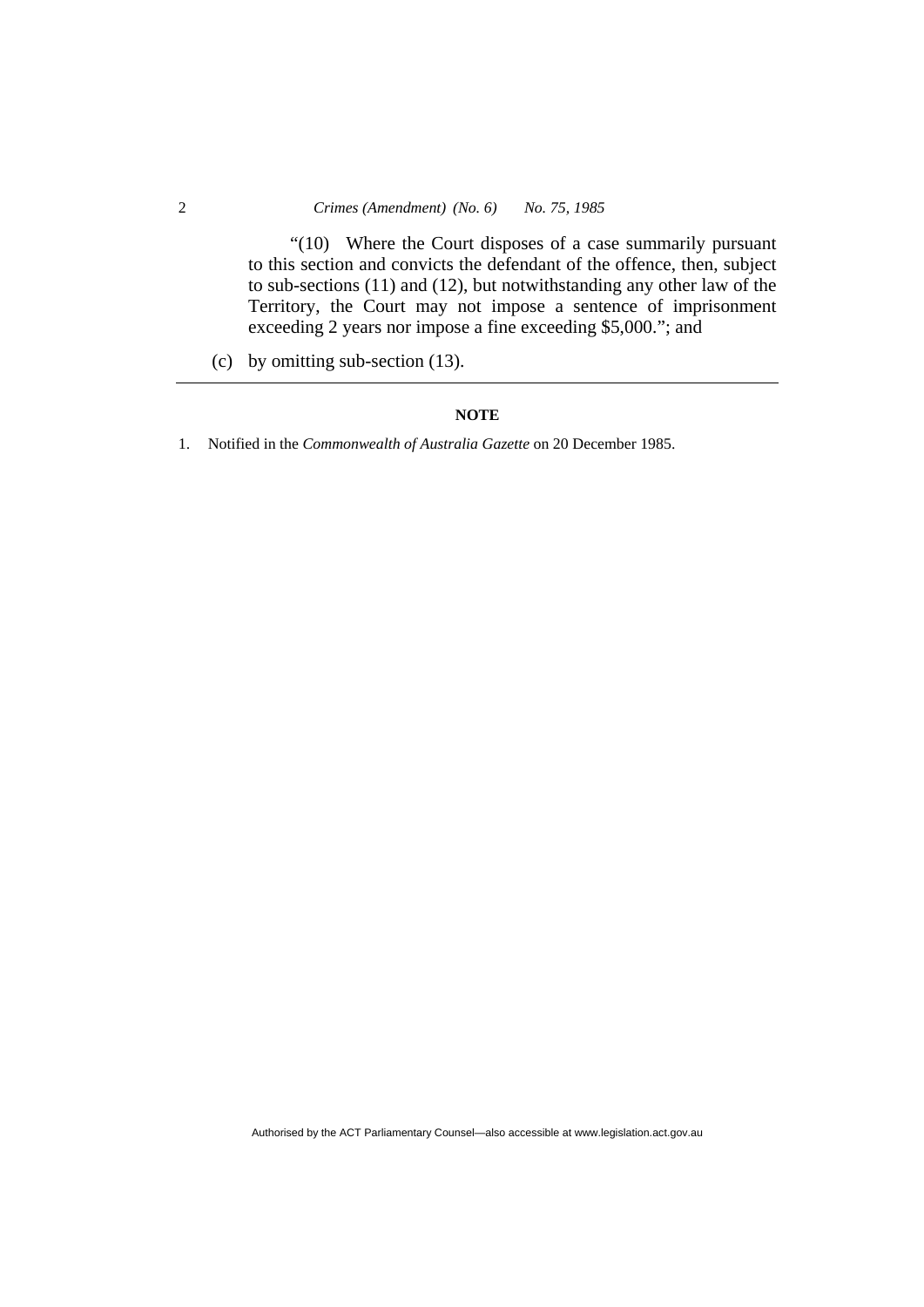"(10) Where the Court disposes of a case summarily pursuant to this section and convicts the defendant of the offence, then, subject to sub-sections (11) and (12), but notwithstanding any other law of the Territory, the Court may not impose a sentence of imprisonment exceeding 2 years nor impose a fine exceeding $5,000."; and

(c) by omitting sub-section (13).

---

**NOTE**

1. Notified in the *Commonwealth of Australia Gazette* on 20 December 1985.

Authorised by the ACT Parliamentary Counsel—also accessible at www.legislation.act.gov.au